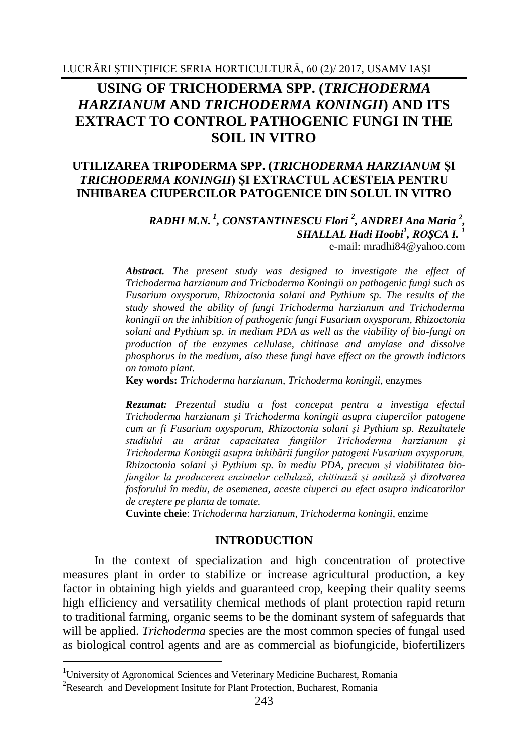# USING OF TRICHODERMA SPP. (*TRICHODERMA HARZIANUM* AND *TRICHODERMA KONINGII*) AND ITS EXTRACT TO CONTROL PATHOGENIC FUNGI IN THE SOIL IN VITRO

## UTILIZAREA TRIPODERMA SPP. (*TRICHODERMA HARZIANUM* ŞI *TRICHODERMA KONINGII*) ŞI EXTRACTUL ACESTEIA PENTRU INHIBAREA CIUPERCILOR PATOGENICE DIN SOLUL IN VITRO

***RADHI M.N.*** [1]***, CONSTANTINESCU Flori*** [2]***, ANDREI Ana Maria*** [2]***, SHALLAL Hadi Hoobi***[1]***, ROŞCA I.*** [1]

e-mail: mradhi84@yahoo.com

***Abstract.*** *The present study was designed to investigate the effect of Trichoderma harzianum and Trichoderma Koningii on pathogenic fungi such as Fusarium oxysporum, Rhizoctonia solani and Pythium sp. The results of the study showed the ability of fungi Trichoderma harzianum and Trichoderma koningii on the inhibition of pathogenic fungi Fusarium oxysporum, Rhizoctonia solani and Pythium sp. in medium PDA as well as the viability of bio-fungi on production of the enzymes cellulase, chitinase and amylase and dissolve phosphorus in the medium, also these fungi have effect on the growth indictors on tomato plant.*

**Key words:** *Trichoderma harzianum, Trichoderma koningii*, enzymes

***Rezumat:*** *Prezentul studiu a fost conceput pentru a investiga efectul Trichoderma harzianum şi Trichoderma koningii asupra ciupercilor patogene cum ar fi Fusarium oxysporum, Rhizoctonia solani şi Pythium sp. Rezultatele studiului au arătat capacitatea fungiilor Trichoderma harzianum şi Trichoderma Koningii asupra inhibării fungilor patogeni Fusarium oxysporum, Rhizoctonia solani şi Pythium sp. în mediu PDA, precum şi viabilitatea bio-fungilor la producerea enzimelor cellulază, chitinază şi amilază şi dizolvarea fosforului în mediu, de asemenea, aceste ciuperci au efect asupra indicatorilor de creştere pe planta de tomate.*

**Cuvinte cheie**: *Trichoderma harzianum, Trichoderma koningii*, enzime

## INTRODUCTION

In the context of specialization and high concentration of protective measures plant in order to stabilize or increase agricultural production, a key factor in obtaining high yields and guaranteed crop, keeping their quality seems high efficiency and versatility chemical methods of plant protection rapid return to traditional farming, organic seems to be the dominant system of safeguards that will be applied. *Trichoderma* species are the most common species of fungal used as biological control agents and are as commercial as biofungicide, biofertilizers

---

[1]University of Agronomical Sciences and Veterinary Medicine Bucharest, Romania

[2]Research and Development Insitute for Plant Protection, Bucharest, Romania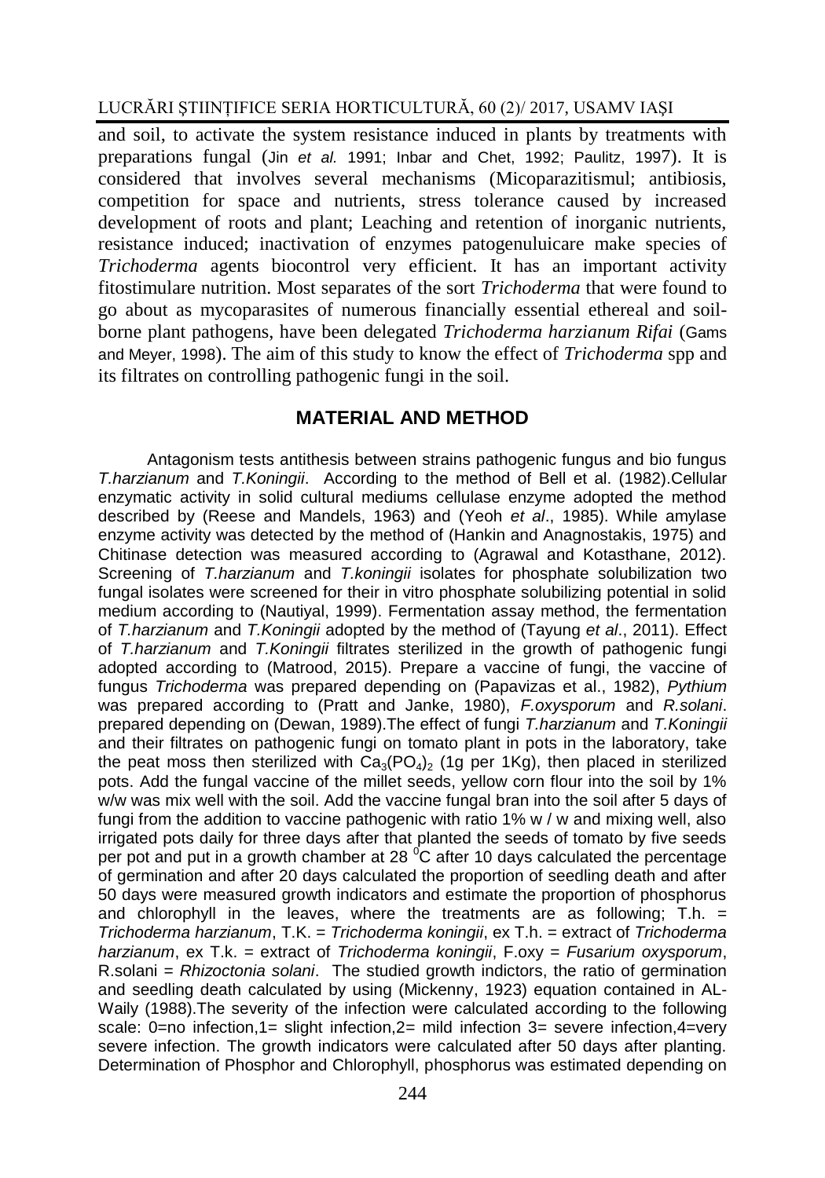and soil, to activate the system resistance induced in plants by treatments with preparations fungal (Jin *et al.* 1991; Inbar and Chet, 1992; Paulitz, 1997). It is considered that involves several mechanisms (Micoparazitismul; antibiosis, competition for space and nutrients, stress tolerance caused by increased development of roots and plant; Leaching and retention of inorganic nutrients, resistance induced; inactivation of enzymes patogenuluicare make species of *Trichoderma* agents biocontrol very efficient. It has an important activity fitostimulare nutrition. Most separates of the sort *Trichoderma* that were found to go about as mycoparasites of numerous financially essential ethereal and soil-borne plant pathogens, have been delegated *Trichoderma harzianum Rifai* (Gams and Meyer, 1998). The aim of this study to know the effect of *Trichoderma* spp and its filtrates on controlling pathogenic fungi in the soil.

## MATERIAL AND METHOD

Antagonism tests antithesis between strains pathogenic fungus and bio fungus *T.harzianum* and *T.Koningii*. According to the method of Bell et al. (1982).Cellular enzymatic activity in solid cultural mediums cellulase enzyme adopted the method described by (Reese and Mandels, 1963) and (Yeoh *et al*., 1985). While amylase enzyme activity was detected by the method of (Hankin and Anagnostakis, 1975) and Chitinase detection was measured according to (Agrawal and Kotasthane, 2012). Screening of *T.harzianum* and *T.koningii* isolates for phosphate solubilization two fungal isolates were screened for their in vitro phosphate solubilizing potential in solid medium according to (Nautiyal, 1999). Fermentation assay method, the fermentation of *T.harzianum* and *T.Koningii* adopted by the method of (Tayung *et al*., 2011). Effect of *T.harzianum* and *T.Koningii* filtrates sterilized in the growth of pathogenic fungi adopted according to (Matrood, 2015). Prepare a vaccine of fungi, the vaccine of fungus *Trichoderma* was prepared depending on (Papavizas et al., 1982), *Pythium* was prepared according to (Pratt and Janke, 1980), *F.oxysporum* and *R.solani*. prepared depending on (Dewan, 1989).The effect of fungi *T.harzianum* and *T.Koningii* and their filtrates on pathogenic fungi on tomato plant in pots in the laboratory, take the peat moss then sterilized with $Ca_3(PO_4)_2$ (1g per 1Kg), then placed in sterilized pots. Add the fungal vaccine of the millet seeds, yellow corn flour into the soil by 1% w/w was mix well with the soil. Add the vaccine fungal bran into the soil after 5 days of fungi from the addition to vaccine pathogenic with ratio 1% w / w and mixing well, also irrigated pots daily for three days after that planted the seeds of tomato by five seeds per pot and put in a growth chamber at 28 $^0$C after 10 days calculated the percentage of germination and after 20 days calculated the proportion of seedling death and after 50 days were measured growth indicators and estimate the proportion of phosphorus and chlorophyll in the leaves, where the treatments are as following; T.h. = *Trichoderma harzianum*, T.K. = *Trichoderma koningii*, ex T.h. = extract of *Trichoderma harzianum*, ex T.k. = extract of *Trichoderma koningii*, F.oxy = *Fusarium oxysporum*, R.solani = *Rhizoctonia solani*. The studied growth indictors, the ratio of germination and seedling death calculated by using (Mickenny, 1923) equation contained in AL-Waily (1988).The severity of the infection were calculated according to the following scale: 0=no infection,1= slight infection,2= mild infection 3= severe infection,4=very severe infection. The growth indicators were calculated after 50 days after planting. Determination of Phosphor and Chlorophyll, phosphorus was estimated depending on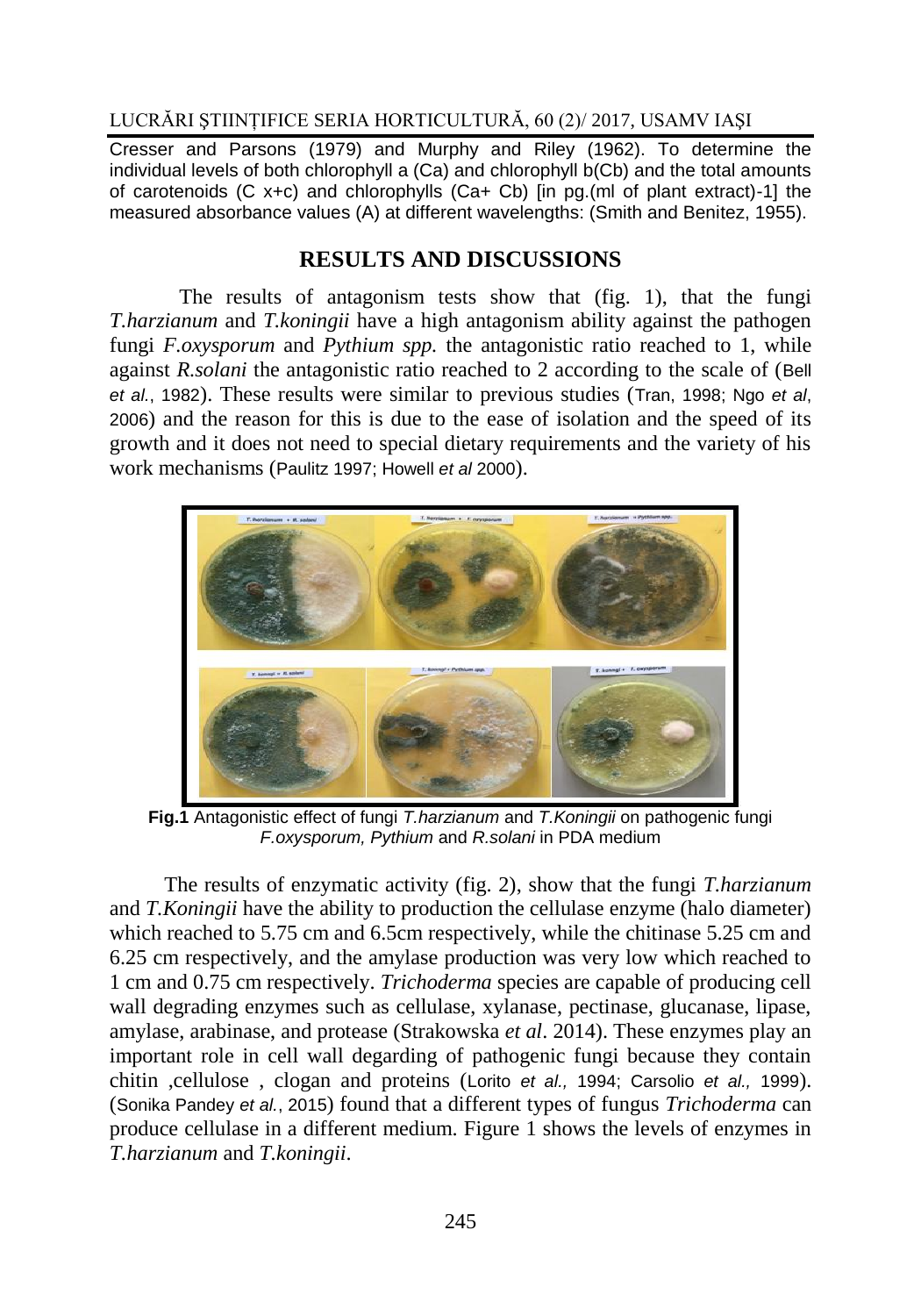Cresser and Parsons (1979) and Murphy and Riley (1962). To determine the individual levels of both chlorophyll a (Ca) and chlorophyll b(Cb) and the total amounts of carotenoids (C x+c) and chlorophylls (Ca+ Cb) [in pg.(ml of plant extract)-1] the measured absorbance values (A) at different wavelengths: (Smith and Benitez, 1955).

## RESULTS AND DISCUSSIONS

The results of antagonism tests show that (fig. 1), that the fungi *T.harzianum* and *T.koningii* have a high antagonism ability against the pathogen fungi *F.oxysporum* and *Pythium spp.* the antagonistic ratio reached to 1, while against *R.solani* the antagonistic ratio reached to 2 according to the scale of (Bell *et al.*, 1982). These results were similar to previous studies (Tran, 1998; Ngo *et al*, 2006) and the reason for this is due to the ease of isolation and the speed of its growth and it does not need to special dietary requirements and the variety of his work mechanisms (Paulitz 1997; Howell *et al* 2000).

**Fig.1** Antagonistic effect of fungi *T.harzianum* and *T.Koningii* on pathogenic fungi *F.oxysporum, Pythium* and *R.solani* in PDA medium

The results of enzymatic activity (fig. 2), show that the fungi *T.harzianum* and *T.Koningii* have the ability to production the cellulase enzyme (halo diameter) which reached to 5.75 cm and 6.5cm respectively, while the chitinase 5.25 cm and 6.25 cm respectively, and the amylase production was very low which reached to 1 cm and 0.75 cm respectively. *Trichoderma* species are capable of producing cell wall degrading enzymes such as cellulase, xylanase, pectinase, glucanase, lipase, amylase, arabinase, and protease (Strakowska *et al*. 2014). These enzymes play an important role in cell wall degarding of pathogenic fungi because they contain chitin ,cellulose , clogan and proteins (Lorito *et al.,* 1994; Carsolio *et al.,* 1999). (Sonika Pandey *et al.*, 2015) found that a different types of fungus *Trichoderma* can produce cellulase in a different medium. Figure 1 shows the levels of enzymes in *T.harzianum* and *T.koningii*.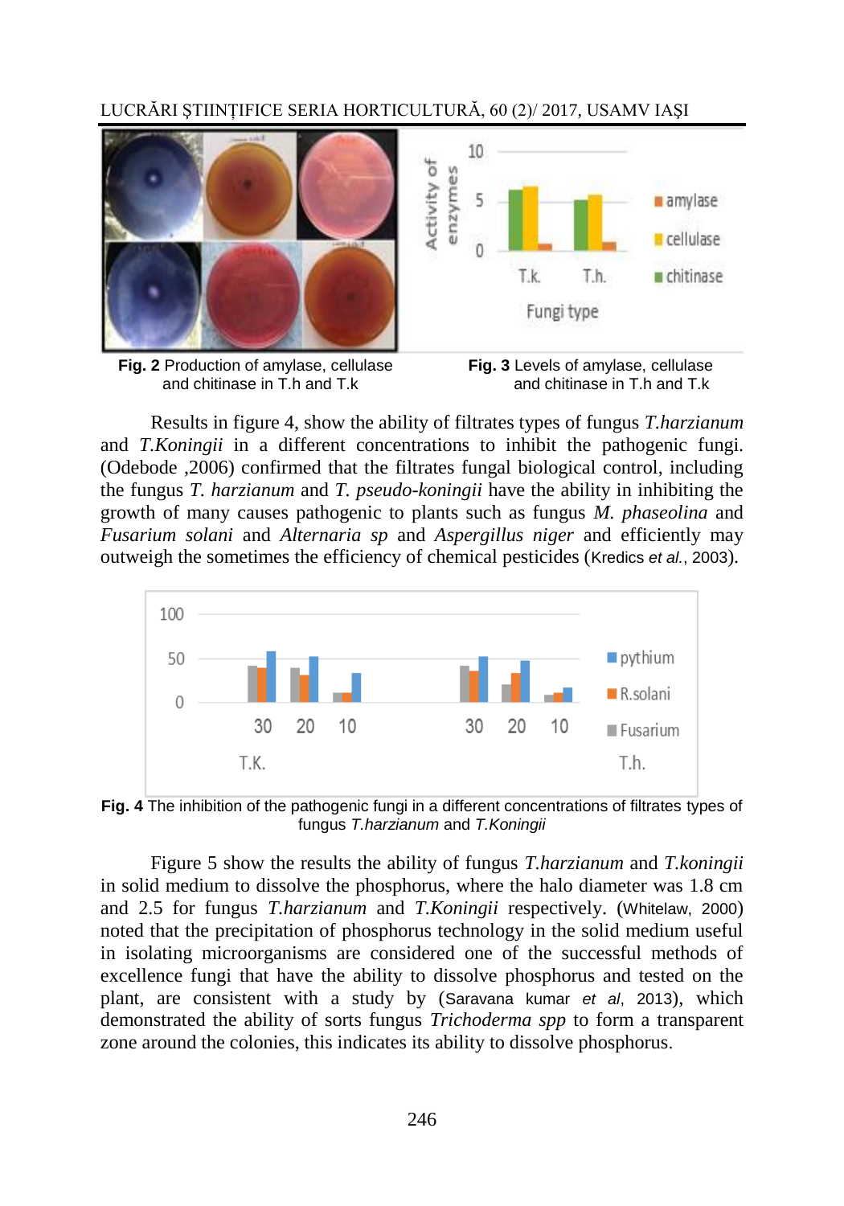**Fig. 2** Production of amylase, cellulase and chitinase in T.h and T.k

**Fig. 3** Levels of amylase, cellulase and chitinase in T.h and T.k

Results in figure 4, show the ability of filtrates types of fungus *T.harzianum* and *T.Koningii* in a different concentrations to inhibit the pathogenic fungi. (Odebode ,2006) confirmed that the filtrates fungal biological control, including the fungus *T. harzianum* and *T. pseudo-koningii* have the ability in inhibiting the growth of many causes pathogenic to plants such as fungus *M. phaseolina* and *Fusarium solani* and *Alternaria sp* and *Aspergillus niger* and efficiently may outweigh the sometimes the efficiency of chemical pesticides (Kredics *et al.*, 2003).

**Fig. 4** The inhibition of the pathogenic fungi in a different concentrations of filtrates types of fungus *T.harzianum* and *T.Koningii*

Figure 5 show the results the ability of fungus *T.harzianum* and *T.koningii* in solid medium to dissolve the phosphorus, where the halo diameter was 1.8 cm and 2.5 for fungus *T.harzianum* and *T.Koningii* respectively. (Whitelaw, 2000) noted that the precipitation of phosphorus technology in the solid medium useful in isolating microorganisms are considered one of the successful methods of excellence fungi that have the ability to dissolve phosphorus and tested on the plant, are consistent with a study by (Saravana kumar *et al*, 2013), which demonstrated the ability of sorts fungus *Trichoderma spp* to form a transparent zone around the colonies, this indicates its ability to dissolve phosphorus.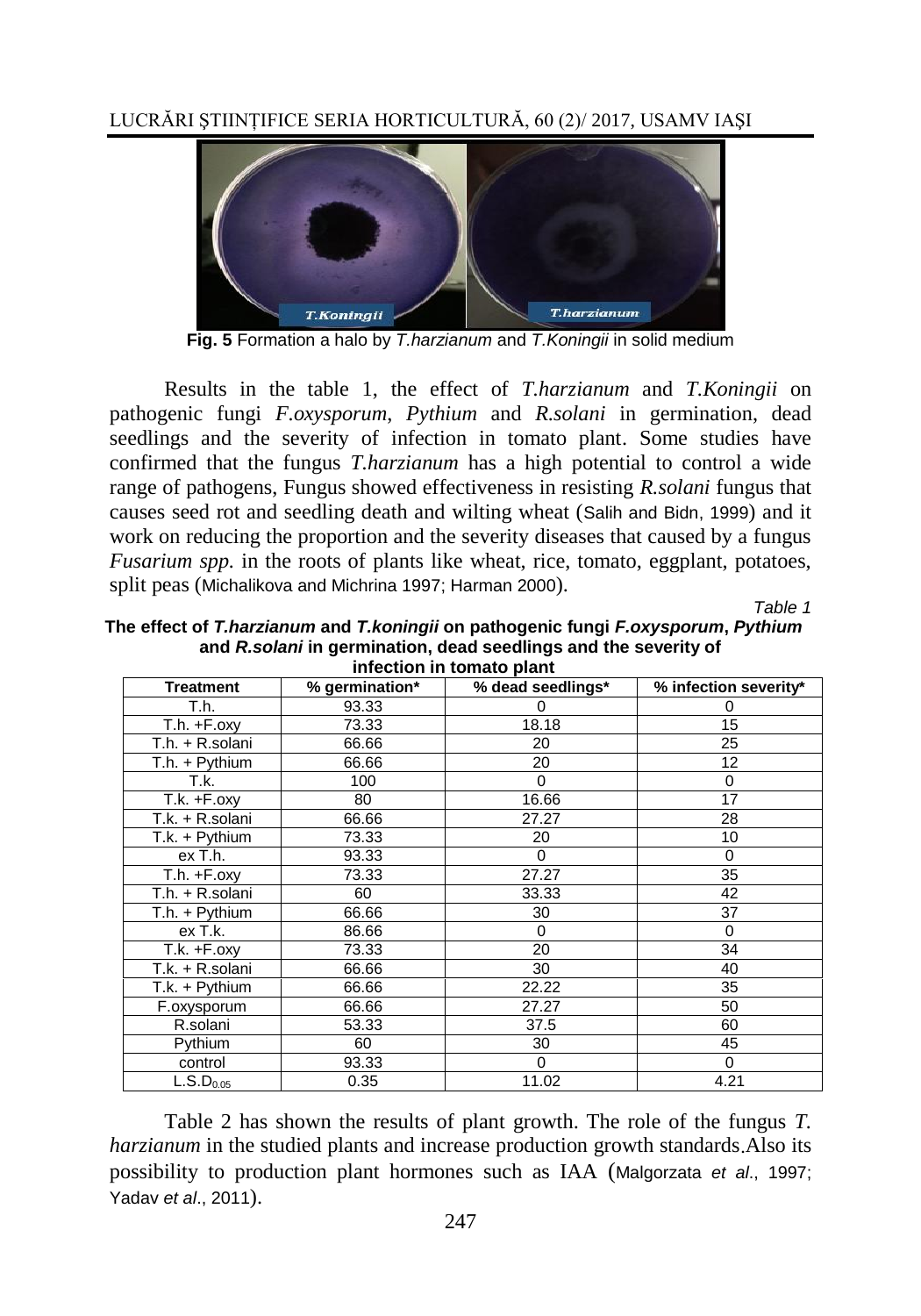**Fig. 5** Formation a halo by *T.harzianum* and *T.Koningii* in solid medium

Results in the table 1, the effect of *T.harzianum* and *T.Koningii* on pathogenic fungi *F.oxysporum*, *Pythium* and *R.solani* in germination, dead seedlings and the severity of infection in tomato plant. Some studies have confirmed that the fungus *T.harzianum* has a high potential to control a wide range of pathogens, Fungus showed effectiveness in resisting *R.solani* fungus that causes seed rot and seedling death and wilting wheat (Salih and Bidn, 1999) and it work on reducing the proportion and the severity diseases that caused by a fungus *Fusarium spp.* in the roots of plants like wheat, rice, tomato, eggplant, potatoes, split peas (Michalikova and Michrina 1997; Harman 2000).

*Table 1*

**The effect of *T.harzianum* and *T.koningii* on pathogenic fungi *F.oxysporum*, *Pythium* and *R.solani* in germination, dead seedlings and the severity of infection in tomato plant**

| Treatment | % germination* | % dead seedlings* | % infection severity* |
|---|---|---|---|
| T.h. | 93.33 | 0 | 0 |
| T.h. +F.oxy | 73.33 | 18.18 | 15 |
| T.h. + R.solani | 66.66 | 20 | 25 |
| T.h. + Pythium | 66.66 | 20 | 12 |
| T.k. | 100 | 0 | 0 |
| T.k. +F.oxy | 80 | 16.66 | 17 |
| T.k. + R.solani | 66.66 | 27.27 | 28 |
| T.k. + Pythium | 73.33 | 20 | 10 |
| ex T.h. | 93.33 | 0 | 0 |
| T.h. +F.oxy | 73.33 | 27.27 | 35 |
| T.h. + R.solani | 60 | 33.33 | 42 |
| T.h. + Pythium | 66.66 | 30 | 37 |
| ex T.k. | 86.66 | 0 | 0 |
| T.k. +F.oxy | 73.33 | 20 | 34 |
| T.k. + R.solani | 66.66 | 30 | 40 |
| T.k. + Pythium | 66.66 | 22.22 | 35 |
| F.oxysporum | 66.66 | 27.27 | 50 |
| R.solani | 53.33 | 37.5 | 60 |
| Pythium | 60 | 30 | 45 |
| control | 93.33 | 0 | 0 |
| $L.S.D_{0.05}$ | 0.35 | 11.02 | 4.21 |

Table 2 has shown the results of plant growth. The role of the fungus *T. harzianum* in the studied plants and increase production growth standards.Also its possibility to production plant hormones such as IAA (Malgorzata *et al.*, 1997; Yadav *et al.*, 2011).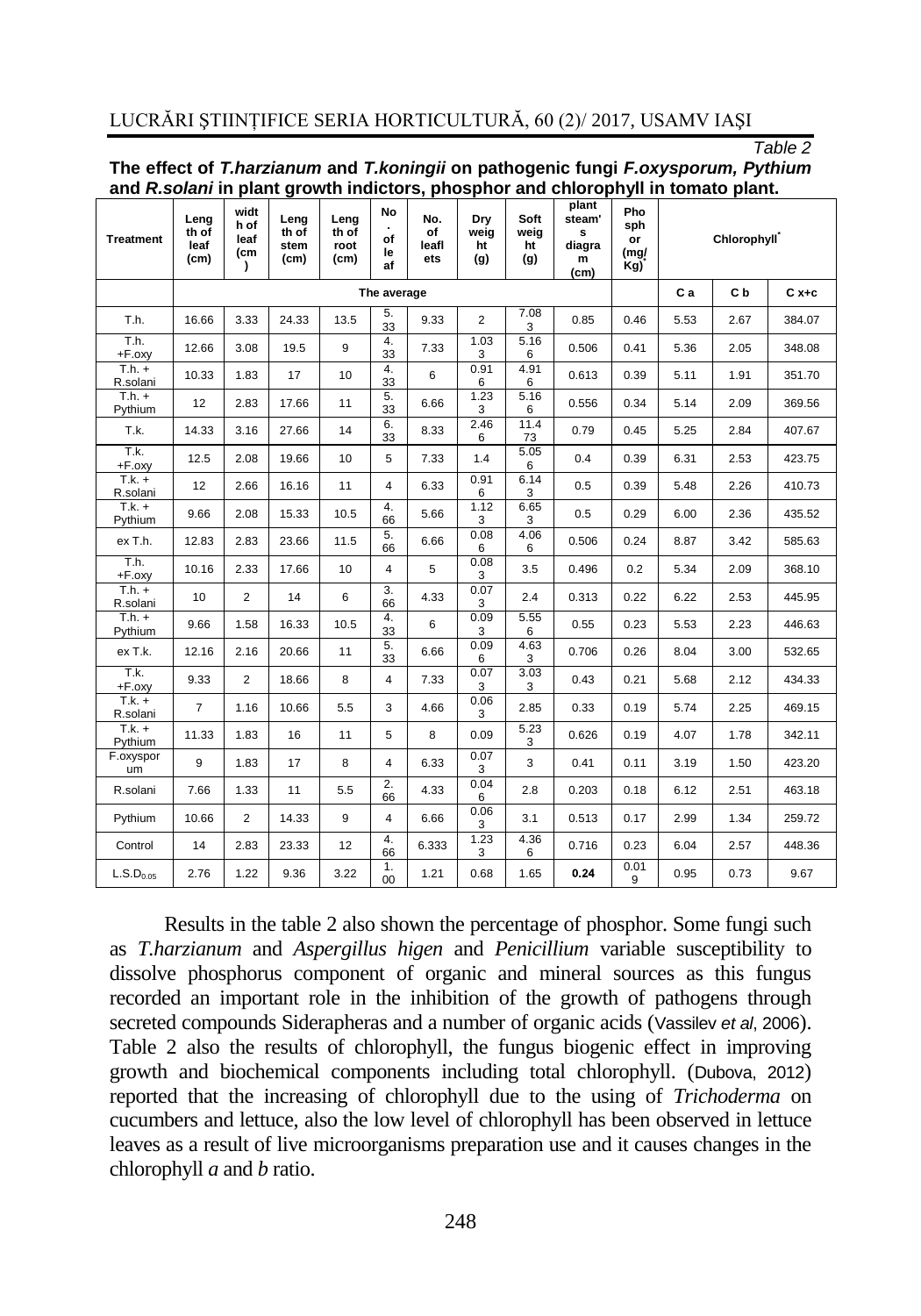*Table 2*

**The effect of *T.harzianum* and *T.koningii* on pathogenic fungi *F.oxysporum, Pythium* and *R.solani* in plant growth indictors, phosphor and chlorophyll in tomato plant.**

| Treatment | Length of leaf (cm) | width of leaf (cm) | Length of stem (cm) | Length of root (cm) | No. of leaf | No. of leaflets | Dry weight (g) | Soft weight (g) | plant steam's diagram (cm) | Phosphor (mg/Kg)* | Chlorophyll* | | |
|---|---|---|---|---|---|---|---|---|---|---|---|---|---|
| | The average | | | | | | | | | | C a | C b | C x+c |
| T.h. | 16.66 | 3.33 | 24.33 | 13.5 | 5.33 | 9.33 | 2 | 7.083 | 0.85 | 0.46 | 5.53 | 2.67 | 384.07 |
| T.h. +F.oxy | 12.66 | 3.08 | 19.5 | 9 | 4.33 | 7.33 | 1.033 | 5.166 | 0.506 | 0.41 | 5.36 | 2.05 | 348.08 |
| T.h. + R.solani | 10.33 | 1.83 | 17 | 10 | 4.33 | 6 | 0.916 | 4.916 | 0.613 | 0.39 | 5.11 | 1.91 | 351.70 |
| T.h. + Pythium | 12 | 2.83 | 17.66 | 11 | 5.33 | 6.66 | 1.233 | 5.166 | 0.556 | 0.34 | 5.14 | 2.09 | 369.56 |
| T.k. | 14.33 | 3.16 | 27.66 | 14 | 6.33 | 8.33 | 2.466 | 11.473 | 0.79 | 0.45 | 5.25 | 2.84 | 407.67 |
| T.k. +F.oxy | 12.5 | 2.08 | 19.66 | 10 | 5 | 7.33 | 1.4 | 5.056 | 0.4 | 0.39 | 6.31 | 2.53 | 423.75 |
| T.k. + R.solani | 12 | 2.66 | 16.16 | 11 | 4 | 6.33 | 0.916 | 6.143 | 0.5 | 0.39 | 5.48 | 2.26 | 410.73 |
| T.k. + Pythium | 9.66 | 2.08 | 15.33 | 10.5 | 4.66 | 5.66 | 1.123 | 6.653 | 0.5 | 0.29 | 6.00 | 2.36 | 435.52 |
| ex T.h. | 12.83 | 2.83 | 23.66 | 11.5 | 5.66 | 6.66 | 0.086 | 4.066 | 0.506 | 0.24 | 8.87 | 3.42 | 585.63 |
| T.h. +F.oxy | 10.16 | 2.33 | 17.66 | 10 | 4 | 5 | 0.083 | 3.5 | 0.496 | 0.2 | 5.34 | 2.09 | 368.10 |
| T.h. + R.solani | 10 | 2 | 14 | 6 | 3.66 | 4.33 | 0.073 | 2.4 | 0.313 | 0.22 | 6.22 | 2.53 | 445.95 |
| T.h. + Pythium | 9.66 | 1.58 | 16.33 | 10.5 | 4.33 | 6 | 0.093 | 5.556 | 0.55 | 0.23 | 5.53 | 2.23 | 446.63 |
| ex T.k. | 12.16 | 2.16 | 20.66 | 11 | 5.33 | 6.66 | 0.096 | 4.633 | 0.706 | 0.26 | 8.04 | 3.00 | 532.65 |
| T.k. +F.oxy | 9.33 | 2 | 18.66 | 8 | 4 | 7.33 | 0.073 | 3.033 | 0.43 | 0.21 | 5.68 | 2.12 | 434.33 |
| T.k. + R.solani | 7 | 1.16 | 10.66 | 5.5 | 3 | 4.66 | 0.063 | 2.85 | 0.33 | 0.19 | 5.74 | 2.25 | 469.15 |
| T.k. + Pythium | 11.33 | 1.83 | 16 | 11 | 5 | 8 | 0.09 | 5.233 | 0.626 | 0.19 | 4.07 | 1.78 | 342.11 |
| F.oxysporum | 9 | 1.83 | 17 | 8 | 4 | 6.33 | 0.073 | 3 | 0.41 | 0.11 | 3.19 | 1.50 | 423.20 |
| R.solani | 7.66 | 1.33 | 11 | 5.5 | 2.66 | 4.33 | 0.046 | 2.8 | 0.203 | 0.18 | 6.12 | 2.51 | 463.18 |
| Pythium | 10.66 | 2 | 14.33 | 9 | 4 | 6.66 | 0.063 | 3.1 | 0.513 | 0.17 | 2.99 | 1.34 | 259.72 |
| Control | 14 | 2.83 | 23.33 | 12 | 4.66 | 6.333 | 1.233 | 4.366 | 0.716 | 0.23 | 6.04 | 2.57 | 448.36 |
| $L.S.D_{0.05}$ | 2.76 | 1.22 | 9.36 | 3.22 | 1.00 | 1.21 | 0.68 | 1.65 | **0.24** | 0.019 | 0.95 | 0.73 | 9.67 |

Results in the table 2 also shown the percentage of phosphor. Some fungi such as *T.harzianum* and *Aspergillus higen* and *Penicillium* variable susceptibility to dissolve phosphorus component of organic and mineral sources as this fungus recorded an important role in the inhibition of the growth of pathogens through secreted compounds Siderapheras and a number of organic acids (Vassilev *et al*, 2006). Table 2 also the results of chlorophyll, the fungus biogenic effect in improving growth and biochemical components including total chlorophyll. (Dubova, 2012) reported that the increasing of chlorophyll due to the using of *Trichoderma* on cucumbers and lettuce, also the low level of chlorophyll has been observed in lettuce leaves as a result of live microorganisms preparation use and it causes changes in the chlorophyll *a* and *b* ratio.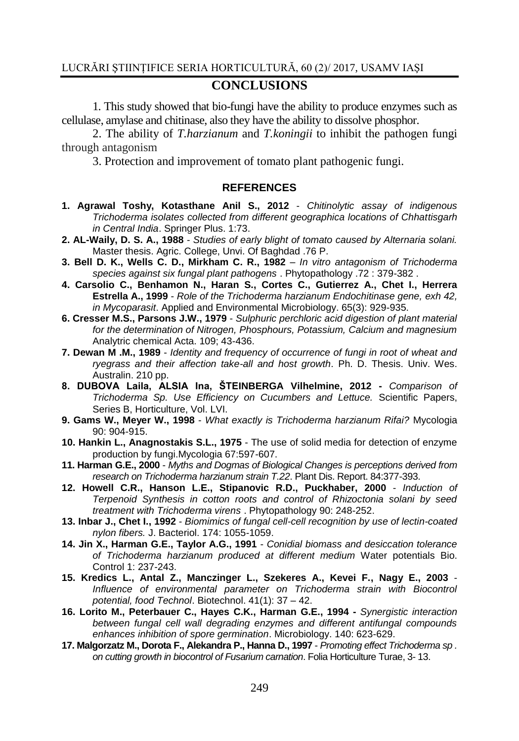## CONCLUSIONS

1. This study showed that bio-fungi have the ability to produce enzymes such as cellulase, amylase and chitinase, also they have the ability to dissolve phosphor.

2. The ability of *T.harzianum* and *T.koningii* to inhibit the pathogen fungi through antagonism

3. Protection and improvement of tomato plant pathogenic fungi.

## REFERENCES

1. **Agrawal Toshy, Kotasthane Anil S., 2012** - *Chitinolytic assay of indigenous Trichoderma isolates collected from different geographica locations of Chhattisgarh in Central India*. Springer Plus. 1:73.
2. **AL-Waily, D. S. A., 1988** - *Studies of early blight of tomato caused by Alternaria solani.* Master thesis. Agric. College, Unvi. Of Baghdad .76 P.
3. **Bell D. K., Wells C. D., Mirkham C. R., 1982** – *In vitro antagonism of Trichoderma species against six fungal plant pathogens* . Phytopathology .72 : 379-382 .
4. **Carsolio C., Benhamon N., Haran S., Cortes C., Gutierrez A., Chet I., Herrera Estrella A., 1999** - *Role of the Trichoderma harzianum Endochitinase gene, exh 42, in Mycoparasit*. Applied and Environmental Microbiology. 65(3): 929-935.
6. **Cresser M.S., Parsons J.W., 1979** - *Sulphuric perchloric acid digestion of plant material for the determination of Nitrogen, Phosphours, Potassium, Calcium and magnesium* Analytric chemical Acta. 109; 43-436.
7. **Dewan M .M., 1989** - *Identity and frequency of occurrence of fungi in root of wheat and ryegrass and their affection take-all and host growth*. Ph. D. Thesis. Univ. Wes. Australin. 210 pp.
8. **DUBOVA Laila, ALSIA Ina, ŠTEINBERGA Vilhelmine, 2012 -** *Comparison of Trichoderma Sp. Use Efficiency on Cucumbers and Lettuce.* Scientific Papers, Series B, Horticulture, Vol. LVI.
9. **Gams W., Meyer W., 1998** - *What exactly is Trichoderma harzianum Rifai?* Mycologia 90: 904-915.
10. **Hankin L., Anagnostakis S.L., 1975** - The use of solid media for detection of enzyme production by fungi.Mycologia 67:597-607.
11. **Harman G.E., 2000** - *Myths and Dogmas of Biological Changes is perceptions derived from research on Trichoderma harzianum strain T.22*. Plant Dis. Report. 84:377-393.
12. **Howell C.R., Hanson L.E., Stipanovic R.D., Puckhaber, 2000** - *Induction of Terpenoid Synthesis in cotton roots and control of Rhizoctonia solani by seed treatment with Trichoderma virens* . Phytopathology 90: 248-252.
13. **Inbar J., Chet I., 1992** - *Biomimics of fungal cell-cell recognition by use of lectin-coated nylon fibers.* J. Bacteriol. 174: 1055-1059.
14. **Jin X., Harman G.E., Taylor A.G., 1991** - *Conidial biomass and desiccation tolerance of Trichoderma harzianum produced at different medium* Water potentials Bio. Control 1: 237-243.
15. **Kredics L., Antal Z., Manczinger L., Szekeres A., Kevei F., Nagy E., 2003** - *Influence of environmental parameter on Trichoderma strain with Biocontrol potential, food Technol*. Biotechnol. 41(1): 37 – 42.
16. **Lorito M., Peterbauer C., Hayes C.K., Harman G.E., 1994 -** *Synergistic interaction between fungal cell wall degrading enzymes and different antifungal compounds enhances inhibition of spore germination*. Microbiology. 140: 623-629.
17. **Malgorzatz M., Dorota F., Alekandra P., Hanna D., 1997** - *Promoting effect Trichoderma sp . on cutting growth in biocontrol of Fusarium carnation*. Folia Horticulture Turae, 3- 13.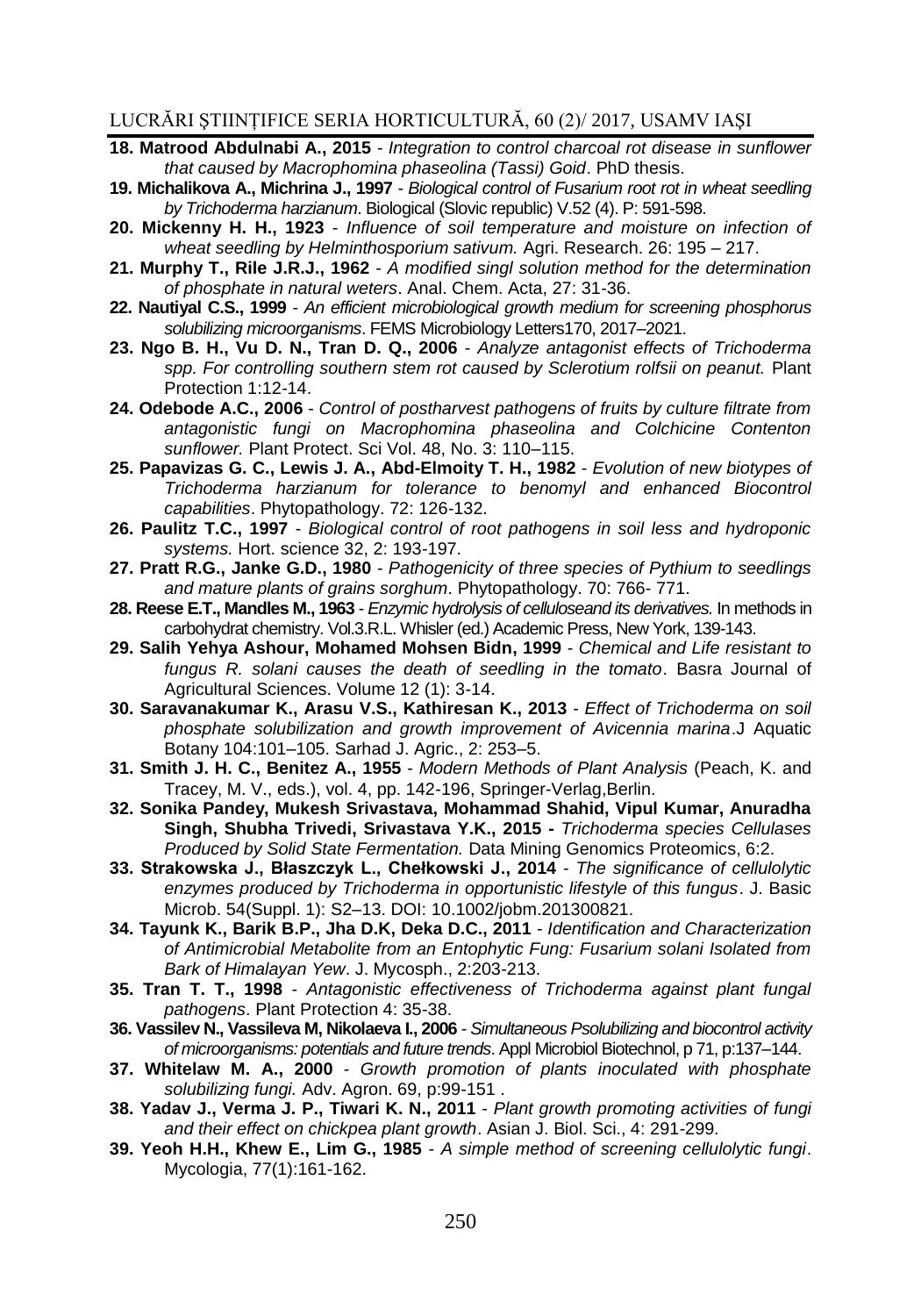**18. Matrood Abdulnabi A., 2015** - *Integration to control charcoal rot disease in sunflower that caused by Macrophomina phaseolina (Tassi) Goid*. PhD thesis.

**19. Michalikova A., Michrina J., 1997** - *Biological control of Fusarium root rot in wheat seedling by Trichoderma harzianum*. Biological (Slovic republic) V.52 (4). P: 591-598.

**20. Mickenny H. H., 1923** - *Influence of soil temperature and moisture on infection of wheat seedling by Helminthosporium sativum.* Agri. Research. 26: 195 – 217.

**21. Murphy T., Rile J.R.J., 1962** - *A modified singl solution method for the determination of phosphate in natural weters*. Anal. Chem. Acta, 27: 31-36.

**22. Nautiyal C.S., 1999** - *An efficient microbiological growth medium for screening phosphorus solubilizing microorganisms*. FEMS Microbiology Letters170, 2017–2021.

**23. Ngo B. H., Vu D. N., Tran D. Q., 2006** - *Analyze antagonist effects of Trichoderma spp. For controlling southern stem rot caused by Sclerotium rolfsii on peanut.* Plant Protection 1:12-14.

**24. Odebode A.C., 2006** - *Control of postharvest pathogens of fruits by culture filtrate from antagonistic fungi on Macrophomina phaseolina and Colchicine Contenton sunflower.* Plant Protect. Sci Vol. 48, No. 3: 110–115.

**25. Papavizas G. C., Lewis J. A., Abd-Elmoity T. H., 1982** - *Evolution of new biotypes of Trichoderma harzianum for tolerance to benomyl and enhanced Biocontrol capabilities*. Phytopathology. 72: 126-132.

**26. Paulitz T.C., 1997** - *Biological control of root pathogens in soil less and hydroponic systems.* Hort. science 32, 2: 193-197.

**27. Pratt R.G., Janke G.D., 1980** - *Pathogenicity of three species of Pythium to seedlings and mature plants of grains sorghum*. Phytopathology. 70: 766- 771.

**28. Reese E.T., Mandles M., 1963** - *Enzymic hydrolysis of celluloseand its derivatives.* In methods in carbohydrat chemistry. Vol.3.R.L. Whisler (ed.) Academic Press, New York, 139-143.

**29. Salih Yehya Ashour, Mohamed Mohsen Bidn, 1999** - *Chemical and Life resistant to fungus R. solani causes the death of seedling in the tomato*. Basra Journal of Agricultural Sciences. Volume 12 (1): 3-14.

**30. Saravanakumar K., Arasu V.S., Kathiresan K., 2013** - *Effect of Trichoderma on soil phosphate solubilization and growth improvement of Avicennia marina*.J Aquatic Botany 104:101–105. Sarhad J. Agric., 2: 253–5.

**31. Smith J. H. C., Benitez A., 1955** - *Modern Methods of Plant Analysis* (Peach, K. and Tracey, M. V., eds.), vol. 4, pp. 142-196, Springer-Verlag,Berlin.

**32. Sonika Pandey, Mukesh Srivastava, Mohammad Shahid, Vipul Kumar, Anuradha Singh, Shubha Trivedi, Srivastava Y.K., 2015 -** *Trichoderma species Cellulases Produced by Solid State Fermentation.* Data Mining Genomics Proteomics, 6:2.

**33. Strakowska J., Błaszczyk L., Chełkowski J., 2014** - *The significance of cellulolytic enzymes produced by Trichoderma in opportunistic lifestyle of this fungus*. J. Basic Microb. 54(Suppl. 1): S2–13. DOI: 10.1002/jobm.201300821.

**34. Tayunk K., Barik B.P., Jha D.K, Deka D.C., 2011** - *Identification and Characterization of Antimicrobial Metabolite from an Entophytic Fung: Fusarium solani Isolated from Bark of Himalayan Yew*. J. Mycosph., 2:203-213.

**35. Tran T. T., 1998** - *Antagonistic effectiveness of Trichoderma against plant fungal pathogens*. Plant Protection 4: 35-38.

**36. Vassilev N., Vassileva M, Nikolaeva I., 2006** - *Simultaneous Psolubilizing and biocontrol activity of microorganisms: potentials and future trends*. Appl Microbiol Biotechnol, p 71, p:137–144.

**37. Whitelaw M. A., 2000** - *Growth promotion of plants inoculated with phosphate solubilizing fungi.* Adv. Agron. 69, p:99-151 .

**38. Yadav J., Verma J. P., Tiwari K. N., 2011** - *Plant growth promoting activities of fungi and their effect on chickpea plant growth*. Asian J. Biol. Sci., 4: 291-299.

**39. Yeoh H.H., Khew E., Lim G., 1985** - *A simple method of screening cellulolytic fungi*. Mycologia, 77(1):161-162.